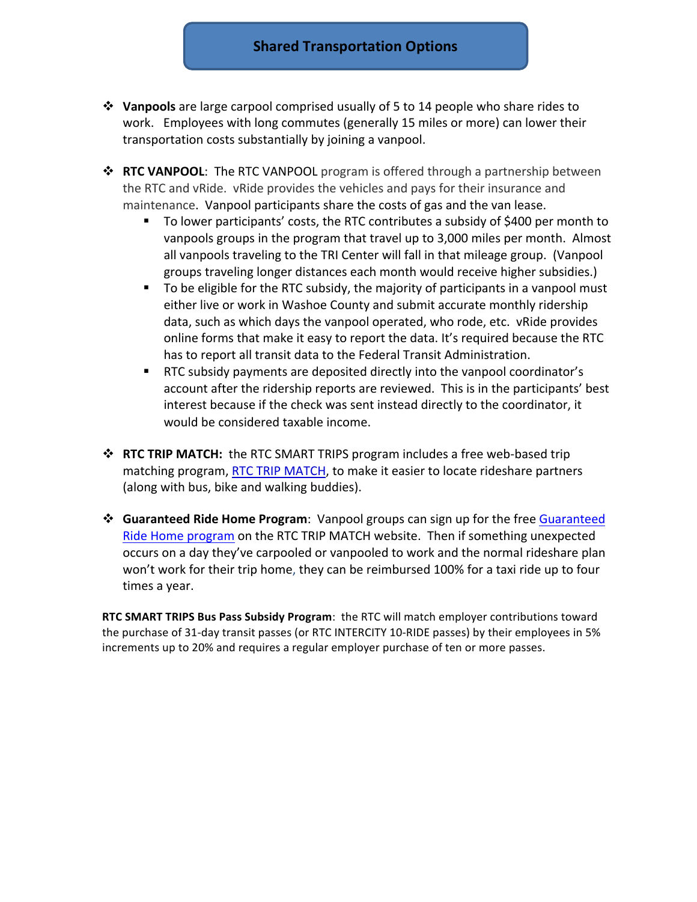# Shared Transportation Options

- **Vanpools** are large carpool comprised usually of 5 to 14 people who share rides to work. Employees with long commutes (generally 15 miles or more) can lower their transportation costs substantially by joining a vanpool.

- **RTC VANPOOL**: The RTC VANPOOL program is offered through a partnership between the RTC and vRide. vRide provides the vehicles and pays for their insurance and maintenance. Vanpool participants share the costs of gas and the van lease.
  - To lower participants' costs, the RTC contributes a subsidy of $400 per month to vanpools groups in the program that travel up to 3,000 miles per month. Almost all vanpools traveling to the TRI Center will fall in that mileage group. (Vanpool groups traveling longer distances each month would receive higher subsidies.)
  - To be eligible for the RTC subsidy, the majority of participants in a vanpool must either live or work in Washoe County and submit accurate monthly ridership data, such as which days the vanpool operated, who rode, etc. vRide provides online forms that make it easy to report the data. It's required because the RTC has to report all transit data to the Federal Transit Administration.
  - RTC subsidy payments are deposited directly into the vanpool coordinator's account after the ridership reports are reviewed. This is in the participants' best interest because if the check was sent instead directly to the coordinator, it would be considered taxable income.

- **RTC TRIP MATCH:** the RTC SMART TRIPS program includes a free web-based trip matching program, RTC TRIP MATCH, to make it easier to locate rideshare partners (along with bus, bike and walking buddies).

- **Guaranteed Ride Home Program**: Vanpool groups can sign up for the free Guaranteed Ride Home program on the RTC TRIP MATCH website. Then if something unexpected occurs on a day they've carpooled or vanpooled to work and the normal rideshare plan won't work for their trip home, they can be reimbursed 100% for a taxi ride up to four times a year.

**RTC SMART TRIPS Bus Pass Subsidy Program**: the RTC will match employer contributions toward the purchase of 31-day transit passes (or RTC INTERCITY 10-RIDE passes) by their employees in 5% increments up to 20% and requires a regular employer purchase of ten or more passes.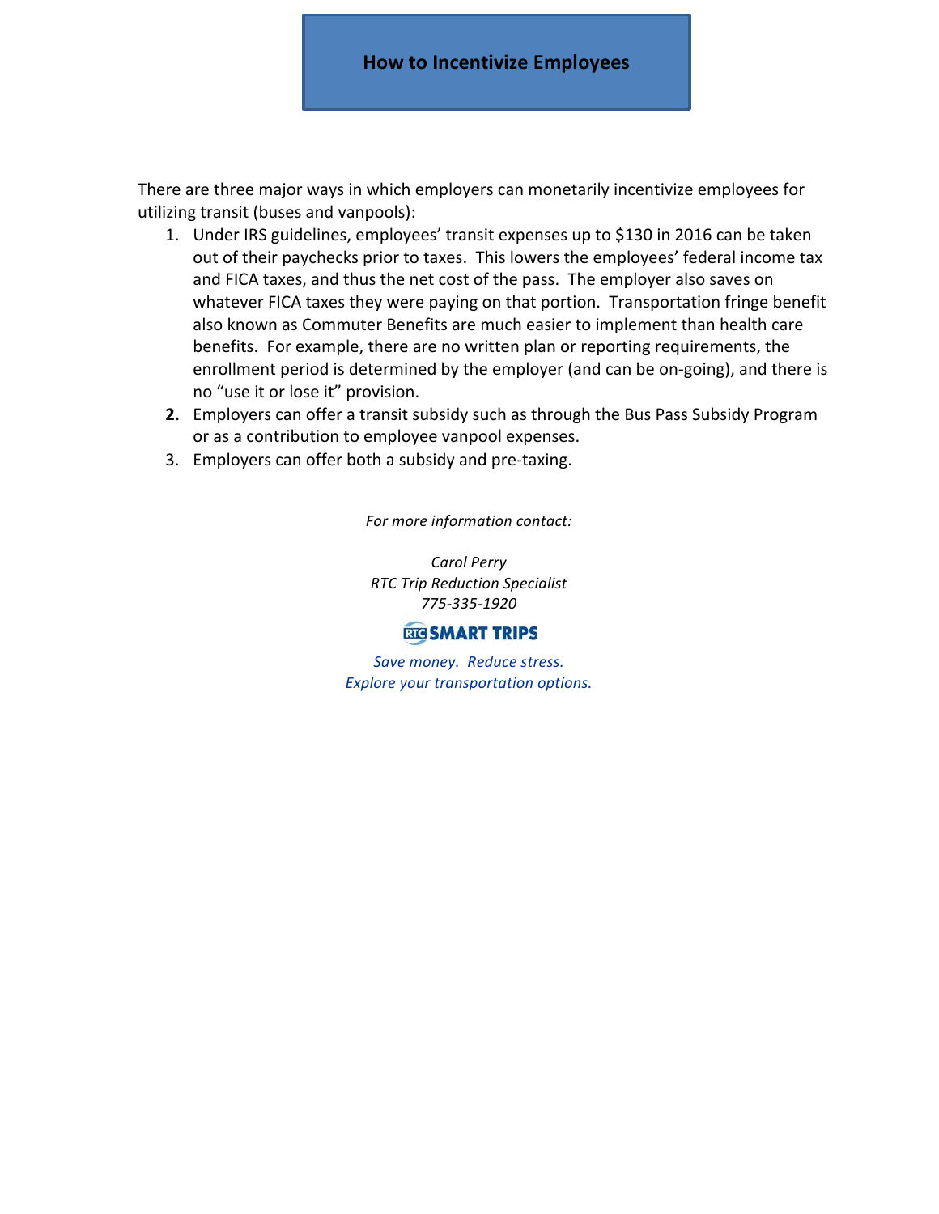# How to Incentivize Employees

There are three major ways in which employers can monetarily incentivize employees for utilizing transit (buses and vanpools):

1. Under IRS guidelines, employees' transit expenses up to $130 in 2016 can be taken out of their paychecks prior to taxes. This lowers the employees' federal income tax and FICA taxes, and thus the net cost of the pass. The employer also saves on whatever FICA taxes they were paying on that portion. Transportation fringe benefit also known as Commuter Benefits are much easier to implement than health care benefits. For example, there are no written plan or reporting requirements, the enrollment period is determined by the employer (and can be on-going), and there is no "use it or lose it" provision.
2. Employers can offer a transit subsidy such as through the Bus Pass Subsidy Program or as a contribution to employee vanpool expenses.
3. Employers can offer both a subsidy and pre-taxing.

*For more information contact:*

*Carol Perry*
*RTC Trip Reduction Specialist*
*775-335-1920*

**RTC SMART TRIPS**

*Save money. Reduce stress.*
*Explore your transportation options.*